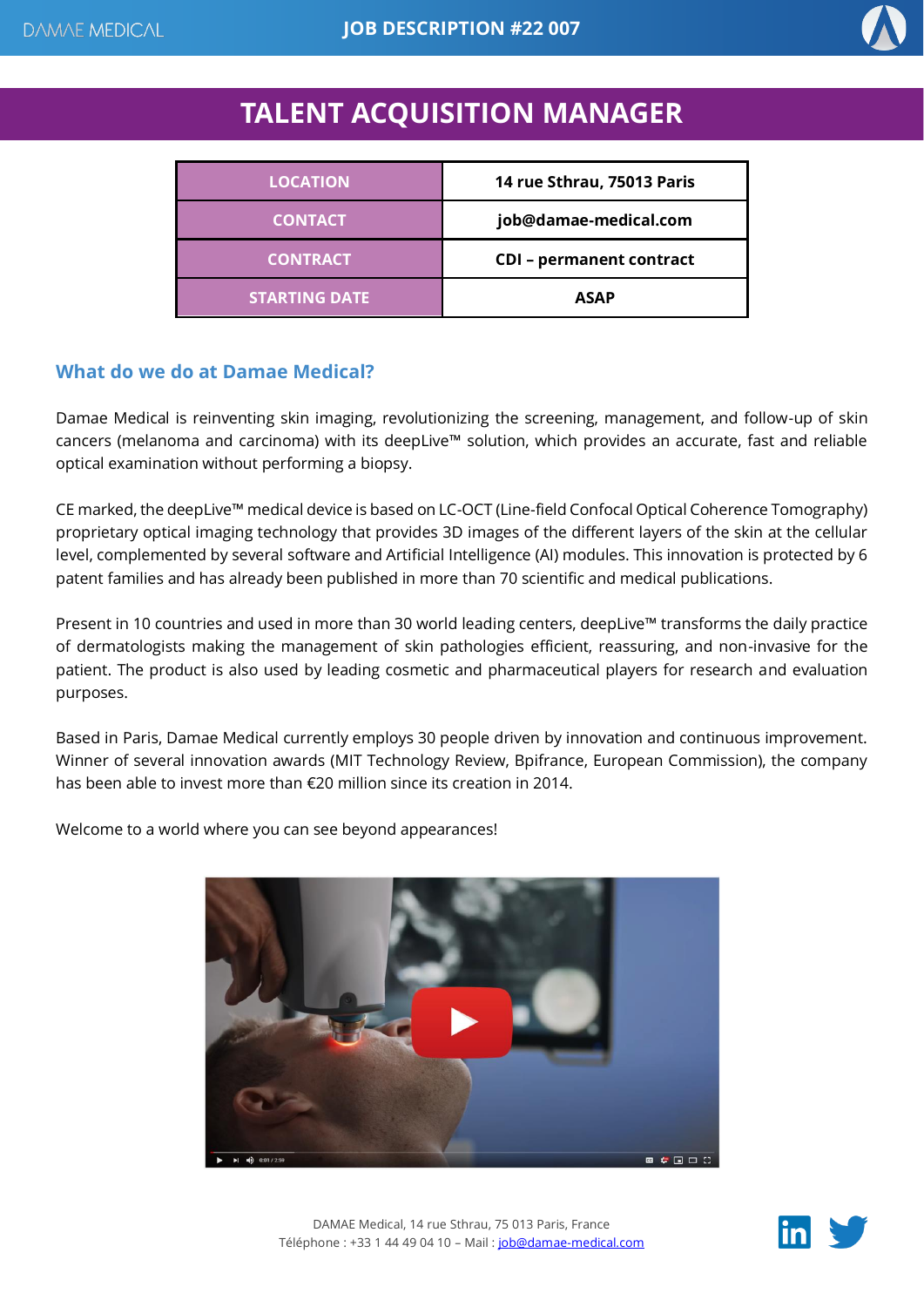# TALENT ACQUISITION MANAGER

| | |
|---|---|
| LOCATION | 14 rue Sthrau, 75013 Paris |
| CONTACT | job@damae-medical.com |
| CONTRACT | CDI – permanent contract |
| STARTING DATE | ASAP |

## What do we do at Damae Medical?

Damae Medical is reinventing skin imaging, revolutionizing the screening, management, and follow-up of skin cancers (melanoma and carcinoma) with its deepLive™ solution, which provides an accurate, fast and reliable optical examination without performing a biopsy.

CE marked, the deepLive™ medical device is based on LC-OCT (Line-field Confocal Optical Coherence Tomography) proprietary optical imaging technology that provides 3D images of the different layers of the skin at the cellular level, complemented by several software and Artificial Intelligence (AI) modules. This innovation is protected by 6 patent families and has already been published in more than 70 scientific and medical publications.

Present in 10 countries and used in more than 30 world leading centers, deepLive™ transforms the daily practice of dermatologists making the management of skin pathologies efficient, reassuring, and non-invasive for the patient. The product is also used by leading cosmetic and pharmaceutical players for research and evaluation purposes.

Based in Paris, Damae Medical currently employs 30 people driven by innovation and continuous improvement. Winner of several innovation awards (MIT Technology Review, Bpifrance, European Commission), the company has been able to invest more than €20 million since its creation in 2014.

Welcome to a world where you can see beyond appearances!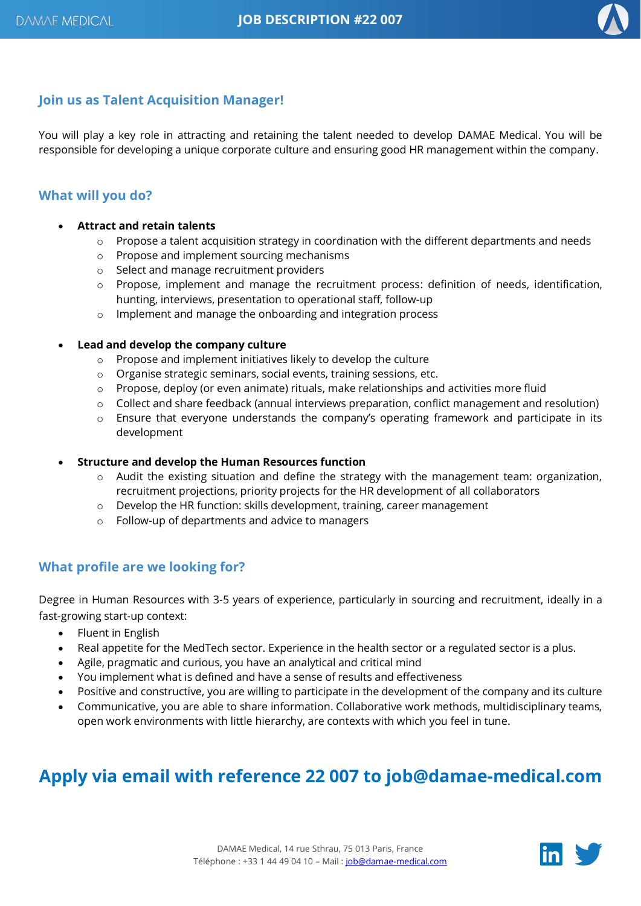## Join us as Talent Acquisition Manager!

You will play a key role in attracting and retaining the talent needed to develop DAMAE Medical. You will be responsible for developing a unique corporate culture and ensuring good HR management within the company.

## What will you do?

- **Attract and retain talents**
  - Propose a talent acquisition strategy in coordination with the different departments and needs
  - Propose and implement sourcing mechanisms
  - Select and manage recruitment providers
  - Propose, implement and manage the recruitment process: definition of needs, identification, hunting, interviews, presentation to operational staff, follow-up
  - Implement and manage the onboarding and integration process

- **Lead and develop the company culture**
  - Propose and implement initiatives likely to develop the culture
  - Organise strategic seminars, social events, training sessions, etc.
  - Propose, deploy (or even animate) rituals, make relationships and activities more fluid
  - Collect and share feedback (annual interviews preparation, conflict management and resolution)
  - Ensure that everyone understands the company's operating framework and participate in its development

- **Structure and develop the Human Resources function**
  - Audit the existing situation and define the strategy with the management team: organization, recruitment projections, priority projects for the HR development of all collaborators
  - Develop the HR function: skills development, training, career management
  - Follow-up of departments and advice to managers

## What profile are we looking for?

Degree in Human Resources with 3-5 years of experience, particularly in sourcing and recruitment, ideally in a fast-growing start-up context:

- Fluent in English
- Real appetite for the MedTech sector. Experience in the health sector or a regulated sector is a plus.
- Agile, pragmatic and curious, you have an analytical and critical mind
- You implement what is defined and have a sense of results and effectiveness
- Positive and constructive, you are willing to participate in the development of the company and its culture
- Communicative, you are able to share information. Collaborative work methods, multidisciplinary teams, open work environments with little hierarchy, are contexts with which you feel in tune.

# Apply via email with reference 22 007 to job@damae-medical.com

DAMAE Medical, 14 rue Sthrau, 75 013 Paris, France
Téléphone : +33 1 44 49 04 10 – Mail : job@damae-medical.com